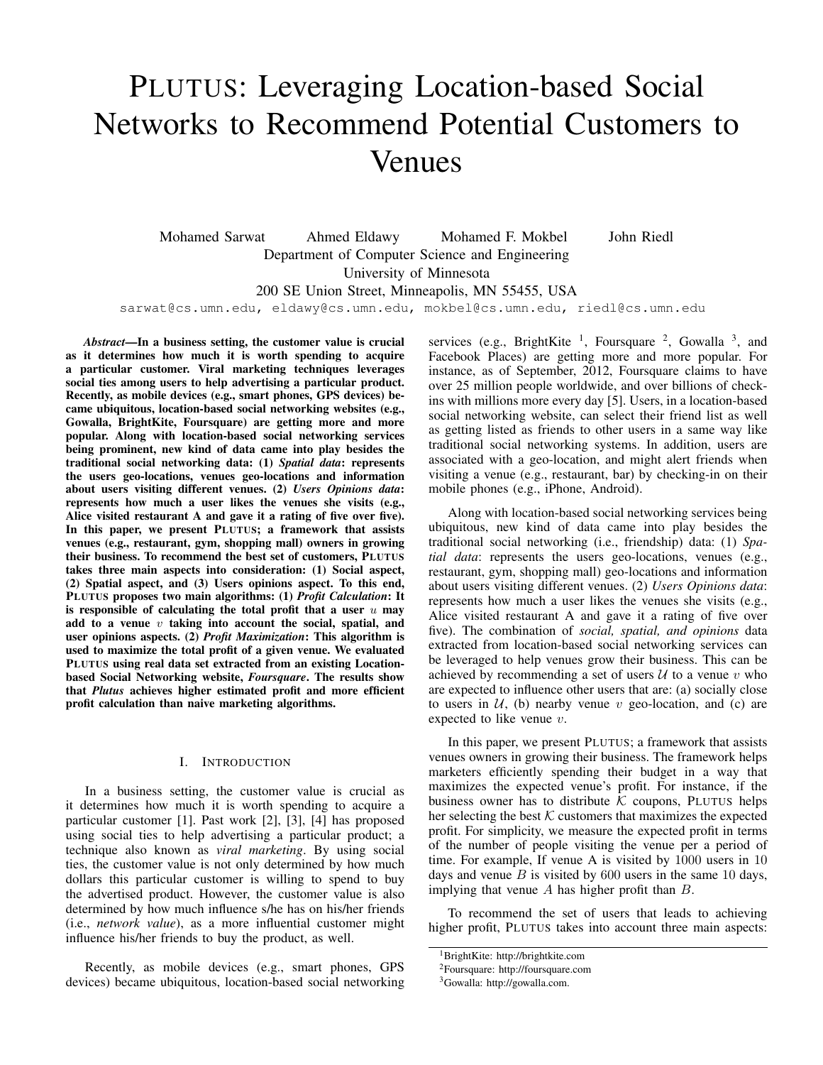# PLUTUS: Leveraging Location-based Social Networks to Recommend Potential Customers to Venues

Mohamed Sarwat Ahmed Eldawy Mohamed F. Mokbel John Riedl

Department of Computer Science and Engineering
University of Minnesota
200 SE Union Street, Minneapolis, MN 55455, USA

sarwat@cs.umn.edu, eldawy@cs.umn.edu, mokbel@cs.umn.edu, riedl@cs.umn.edu

***Abstract*—In a business setting, the customer value is crucial as it determines how much it is worth spending to acquire a particular customer. Viral marketing techniques leverages social ties among users to help advertising a particular product. Recently, as mobile devices (e.g., smart phones, GPS devices) became ubiquitous, location-based social networking websites (e.g., Gowalla, BrightKite, Foursquare) are getting more and more popular. Along with location-based social networking services being prominent, new kind of data came into play besides the traditional social networking data: (1) *Spatial data*: represents the users geo-locations, venues geo-locations and information about users visiting different venues. (2) *Users Opinions data*: represents how much a user likes the venues she visits (e.g., Alice visited restaurant A and gave it a rating of five over five). In this paper, we present PLUTUS; a framework that assists venues (e.g., restaurant, gym, shopping mall) owners in growing their business. To recommend the best set of customers, PLUTUS takes three main aspects into consideration: (1) Social aspect, (2) Spatial aspect, and (3) Users opinions aspect. To this end, PLUTUS proposes two main algorithms: (1) *Profit Calculation*: It is responsible of calculating the total profit that a user $u$ may add to a venue $v$ taking into account the social, spatial, and user opinions aspects. (2) *Profit Maximization*: This algorithm is used to maximize the total profit of a given venue. We evaluated PLUTUS using real data set extracted from an existing Location-based Social Networking website, *Foursquare*. The results show that *Plutus* achieves higher estimated profit and more efficient profit calculation than naive marketing algorithms.**

## I. INTRODUCTION

In a business setting, the customer value is crucial as it determines how much it is worth spending to acquire a particular customer [1]. Past work [2], [3], [4] has proposed using social ties to help advertising a particular product; a technique also known as *viral marketing*. By using social ties, the customer value is not only determined by how much dollars this particular customer is willing to spend to buy the advertised product. However, the customer value is also determined by how much influence s/he has on his/her friends (i.e., *network value*), as a more influential customer might influence his/her friends to buy the product, as well.

Recently, as mobile devices (e.g., smart phones, GPS devices) became ubiquitous, location-based social networking services (e.g., BrightKite [1], Foursquare [2], Gowalla [3], and Facebook Places) are getting more and more popular. For instance, as of September, 2012, Foursquare claims to have over 25 million people worldwide, and over billions of check-ins with millions more every day [5]. Users, in a location-based social networking website, can select their friend list as well as getting listed as friends to other users in a same way like traditional social networking systems. In addition, users are associated with a geo-location, and might alert friends when visiting a venue (e.g., restaurant, bar) by checking-in on their mobile phones (e.g., iPhone, Android).

Along with location-based social networking services being ubiquitous, new kind of data came into play besides the traditional social networking (i.e., friendship) data: (1) *Spatial data*: represents the users geo-locations, venues (e.g., restaurant, gym, shopping mall) geo-locations and information about users visiting different venues. (2) *Users Opinions data*: represents how much a user likes the venues she visits (e.g., Alice visited restaurant A and gave it a rating of five over five). The combination of *social, spatial, and opinions* data extracted from location-based social networking services can be leveraged to help venues grow their business. This can be achieved by recommending a set of users $\mathcal{U}$ to a venue $v$ who are expected to influence other users that are: (a) socially close to users in $\mathcal{U}$, (b) nearby venue $v$ geo-location, and (c) are expected to like venue $v$.

In this paper, we present PLUTUS; a framework that assists venues owners in growing their business. The framework helps marketers efficiently spending their budget in a way that maximizes the expected venue's profit. For instance, if the business owner has to distribute $\mathcal{K}$ coupons, PLUTUS helps her selecting the best $\mathcal{K}$ customers that maximizes the expected profit. For simplicity, we measure the expected profit in terms of the number of people visiting the venue per a period of time. For example, If venue A is visited by 1000 users in 10 days and venue $B$ is visited by 600 users in the same 10 days, implying that venue $A$ has higher profit than $B$.

To recommend the set of users that leads to achieving higher profit, PLUTUS takes into account three main aspects:

[1]BrightKite: http://brightkite.com

[2]Foursquare: http://foursquare.com

[3]Gowalla: http://gowalla.com.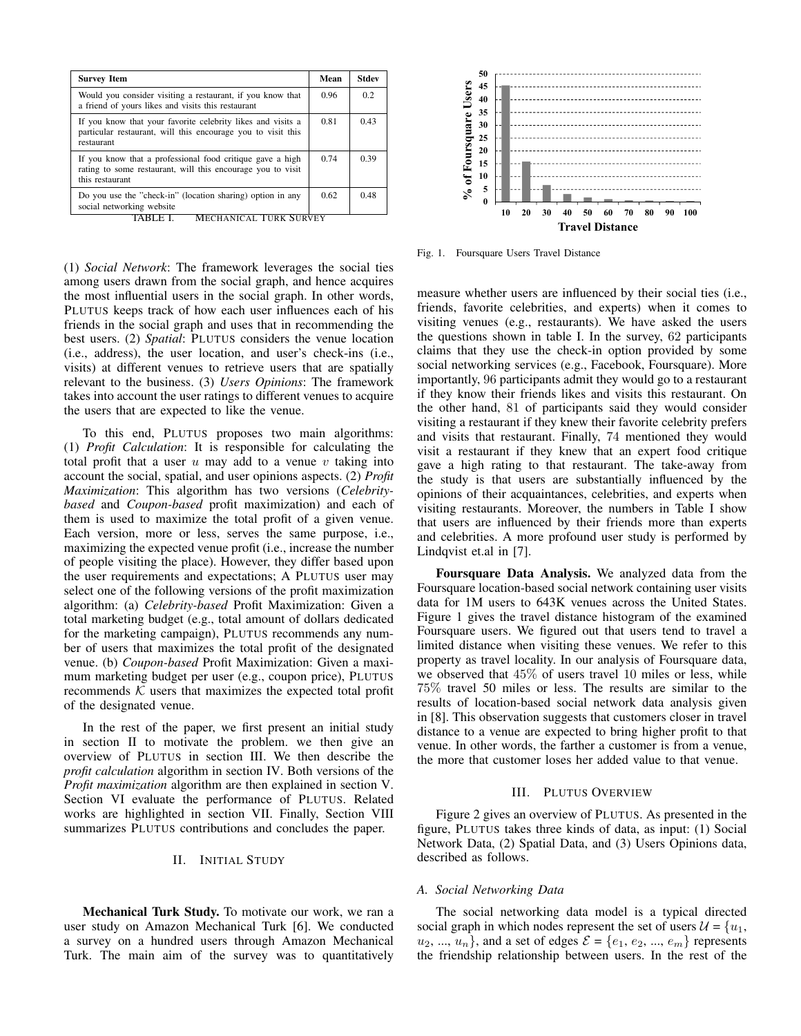| Survey Item | Mean | Stdev |
|---|---|---|
| Would you consider visiting a restaurant, if you know that a friend of yours likes and visits this restaurant | 0.96 | 0.2 |
| If you know that your favorite celebrity likes and visits a particular restaurant, will this encourage you to visit this restaurant | 0.81 | 0.43 |
| If you know that a professional food critique gave a high rating to some restaurant, will this encourage you to visit this restaurant | 0.74 | 0.39 |
| Do you use the "check-in" (location sharing) option in any social networking website | 0.62 | 0.48 |

TABLE I. MECHANICAL TURK SURVEY

(1) *Social Network*: The framework leverages the social ties among users drawn from the social graph, and hence acquires the most influential users in the social graph. In other words, PLUTUS keeps track of how each user influences each of his friends in the social graph and uses that in recommending the best users. (2) *Spatial*: PLUTUS considers the venue location (i.e., address), the user location, and user's check-ins (i.e., visits) at different venues to retrieve users that are spatially relevant to the business. (3) *Users Opinions*: The framework takes into account the user ratings to different venues to acquire the users that are expected to like the venue.

To this end, PLUTUS proposes two main algorithms: (1) *Profit Calculation*: It is responsible for calculating the total profit that a user $u$ may add to a venue $v$ taking into account the social, spatial, and user opinions aspects. (2) *Profit Maximization*: This algorithm has two versions (*Celebrity-based* and *Coupon-based* profit maximization) and each of them is used to maximize the total profit of a given venue. Each version, more or less, serves the same purpose, i.e., maximizing the expected venue profit (i.e., increase the number of people visiting the place). However, they differ based upon the user requirements and expectations; A PLUTUS user may select one of the following versions of the profit maximization algorithm: (a) *Celebrity-based* Profit Maximization: Given a total marketing budget (e.g., total amount of dollars dedicated for the marketing campaign), PLUTUS recommends any number of users that maximizes the total profit of the designated venue. (b) *Coupon-based* Profit Maximization: Given a maximum marketing budget per user (e.g., coupon price), PLUTUS recommends $\mathcal{K}$ users that maximizes the expected total profit of the designated venue.

In the rest of the paper, we first present an initial study in section II to motivate the problem. we then give an overview of PLUTUS in section III. We then describe the *profit calculation* algorithm in section IV. Both versions of the *Profit maximization* algorithm are then explained in section V. Section VI evaluate the performance of PLUTUS. Related works are highlighted in section VII. Finally, Section VIII summarizes PLUTUS contributions and concludes the paper.

## II. INITIAL STUDY

**Mechanical Turk Study.** To motivate our work, we ran a user study on Amazon Mechanical Turk [6]. We conducted a survey on a hundred users through Amazon Mechanical Turk. The main aim of the survey was to quantitatively measure whether users are influenced by their social ties (i.e., friends, favorite celebrities, and experts) when it comes to visiting venues (e.g., restaurants). We have asked the users the questions shown in table I. In the survey, 62 participants claims that they use the check-in option provided by some social networking services (e.g., Facebook, Foursquare). More importantly, 96 participants admit they would go to a restaurant if they know their friends likes and visits this restaurant. On the other hand, 81 of participants said they would consider visiting a restaurant if they knew that their favorite celebrity prefers and visits that restaurant. Finally, 74 mentioned they would visit a restaurant if they knew that an expert food critique gave a high rating to that restaurant. The take-away from the study is that users are substantially influenced by the opinions of their acquaintances, celebrities, and experts when visiting restaurants. Moreover, the numbers in Table I show that users are influenced by their friends more than experts and celebrities. A more profound user study is performed by Lindqvist et.al in [7].

Fig. 1. Foursquare Users Travel Distance

**Foursquare Data Analysis.** We analyzed data from the Foursquare location-based social network containing user visits data for 1M users to 643K venues across the United States. Figure 1 gives the travel distance histogram of the examined Foursquare users. We figured out that users tend to travel a limited distance when visiting these venues. We refer to this property as travel locality. In our analysis of Foursquare data, we observed that 45% of users travel 10 miles or less, while 75% travel 50 miles or less. The results are similar to the results of location-based social network data analysis given in [8]. This observation suggests that customers closer in travel distance to a venue are expected to bring higher profit to that venue. In other words, the farther a customer is from a venue, the more that customer loses her added value to that venue.

## III. PLUTUS OVERVIEW

Figure 2 gives an overview of PLUTUS. As presented in the figure, PLUTUS takes three kinds of data, as input: (1) Social Network Data, (2) Spatial Data, and (3) Users Opinions data, described as follows.

### A. Social Networking Data

The social networking data model is a typical directed social graph in which nodes represent the set of users $\mathcal{U} = \{u_1, u_2, ..., u_n\}$, and a set of edges $\mathcal{E} = \{e_1, e_2, ..., e_m\}$ represents the friendship relationship between users. In the rest of the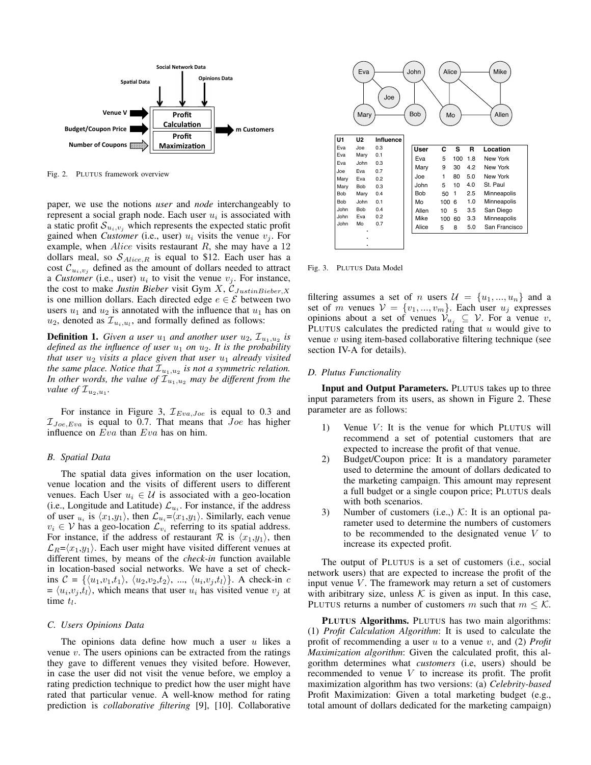Fig. 2. PLUTUS framework overview

paper, we use the notions *user* and *node* interchangeably to represent a social graph node. Each user $u_i$ is associated with a static profit $\mathcal{S}_{u_i,v_j}$ which represents the expected static profit gained when *Customer* (i.e., user) $u_i$ visits the venue $v_j$. For example, when $Alice$ visits restaurant $R$, she may have a 12 dollars meal, so $\mathcal{S}_{Alice,R}$ is equal to \$12. Each user has a cost $\mathcal{C}_{u_i,v_j}$ defined as the amount of dollars needed to attract a *Customer* (i.e., user) $u_i$ to visit the venue $v_j$. For instance, the cost to make *Justin Bieber* visit Gym $X$, $\mathcal{C}_{JustinBieber,X}$ is one million dollars. Each directed edge $e \in \mathcal{E}$ between two users $u_1$ and $u_2$ is annotated with the influence that $u_1$ has on $u_2$, denoted as $\mathcal{I}_{u_i,u_l}$, and formally defined as follows:

**Definition 1.** *Given a user $u_1$ and another user $u_2$, $\mathcal{I}_{u_1,u_2}$ is defined as the influence of user $u_1$ on $u_2$. It is the probability that user $u_2$ visits a place given that user $u_1$ already visited the same place. Notice that $\mathcal{I}_{u_1,u_2}$ is not a symmetric relation. In other words, the value of $\mathcal{I}_{u_1,u_2}$ may be different from the value of $\mathcal{I}_{u_2,u_1}$.*

For instance in Figure 3, $\mathcal{I}_{Eva,Joe}$ is equal to 0.3 and $\mathcal{I}_{Joe,Eva}$ is equal to 0.7. That means that $Joe$ has higher influence on $Eva$ than $Eva$ has on him.

### B. Spatial Data

The spatial data gives information on the user location, venue location and the visits of different users to different venues. Each User $u_i \in \mathcal{U}$ is associated with a geo-location (i.e., Longitude and Latitude) $\mathcal{L}_{u_i}$. For instance, if the address of user $_{u_i}$ is $\langle x_1,y_1 \rangle$, then $\mathcal{L}_{u_i}$=$\langle x_1,y_1 \rangle$. Similarly, each venue $v_i \in \mathcal{V}$ has a geo-location $\mathcal{L}_{v_i}$ referring to its spatial address. For instance, if the address of restaurant $\mathcal{R}$ is $\langle x_1,y_1 \rangle$, then $\mathcal{L}_R$=$\langle x_1,y_1 \rangle$. Each user might have visited different venues at different times, by means of the *check-in* function available in location-based social networks. We have a set of check-ins $\mathcal{C} = \{\langle u_1,v_1,t_1 \rangle, \langle u_2,v_2,t_2 \rangle, ..., \langle u_i,v_j,t_l \rangle\}$. A check-in $c$ = $\langle u_i,v_j,t_l \rangle$, which means that user $u_i$ has visited venue $v_j$ at time $t_l$.

### C. Users Opinions Data

The opinions data define how much a user $u$ likes a venue $v$. The users opinions can be extracted from the ratings they gave to different venues they visited before. However, in case the user did not visit the venue before, we employ a rating prediction technique to predict how the user might have rated that particular venue. A well-know method for rating prediction is *collaborative filtering* [9], [10]. Collaborative

| U1 | U2 | Influence |
|---|---|---|
| Eva | Joe | 0.3 |
| Eva | Mary | 0.1 |
| Eva | John | 0.3 |
| Joe | Eva | 0.7 |
| Mary | Eva | 0.2 |
| Mary | Bob | 0.3 |
| Bob | Mary | 0.4 |
| Bob | John | 0.1 |
| John | Bob | 0.4 |
| John | Eva | 0.2 |
| John | Mo | 0.7 |
| . | | |
| . | | |
| . | | |

| User | C | S | R | Location |
|---|---|---|---|---|
| Eva | 5 | 100 | 1.8 | New York |
| Mary | 9 | 30 | 4.2 | New York |
| Joe | 1 | 80 | 5.0 | New York |
| John | 5 | 10 | 4.0 | St. Paul |
| Bob | 50 | 1 | 2.5 | Minneapolis |
| Mo | 100 | 6 | 1.0 | Minneapolis |
| Allen | 10 | 5 | 3.5 | San Diego |
| Mike | 100 | 60 | 3.3 | Minneapolis |
| Alice | 5 | 8 | 5.0 | San Francisco |

Fig. 3. PLUTUS Data Model

filtering assumes a set of $n$ users $\mathcal{U} = \{u_1, ..., u_n\}$ and a set of $m$ venues $\mathcal{V} = \{v_1, ..., v_m\}$. Each user $u_j$ expresses opinions about a set of venues $\mathcal{V}_{u_j} \subseteq \mathcal{V}$. For a venue $v$, PLUTUS calculates the predicted rating that $u$ would give to venue $v$ using item-based collaborative filtering technique (see section IV-A for details).

### D. Plutus Functionality

**Input and Output Parameters.** PLUTUS takes up to three input parameters from its users, as shown in Figure 2. These parameter are as follows:

1) Venue $V$: It is the venue for which PLUTUS will recommend a set of potential customers that are expected to increase the profit of that venue.
2) Budget/Coupon price: It is a mandatory parameter used to determine the amount of dollars dedicated to the marketing campaign. This amount may represent a full budget or a single coupon price; PLUTUS deals with both scenarios.
3) Number of customers (i.e.,) $\mathcal{K}$: It is an optional parameter used to determine the numbers of customers to be recommended to the designated venue $V$ to increase its expected profit.

The output of PLUTUS is a set of customers (i.e., social network users) that are expected to increase the profit of the input venue $V$. The framework may return a set of customers with aribitrary size, unless $\mathcal{K}$ is given as input. In this case, PLUTUS returns a number of customers $m$ such that $m \leq \mathcal{K}$.

**PLUTUS Algorithms.** PLUTUS has two main algorithms: (1) *Profit Calculation Algorithm*: It is used to calculate the profit of recommending a user $u$ to a venue $v$, and (2) *Profit Maximization algorithm*: Given the calculated profit, this algorithm determines what *customers* (i.e, users) should be recommended to venue $V$ to increase its profit. The profit maximization algorithm has two versions: (a) *Celebrity-based* Profit Maximization: Given a total marketing budget (e.g., total amount of dollars dedicated for the marketing campaign)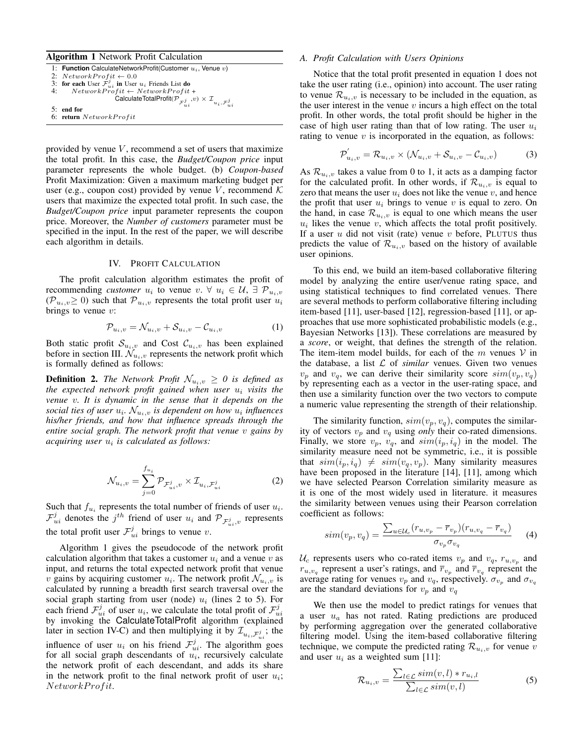**Algorithm 1** Network Profit Calculation

```
1: Function CalculateNetworkProfit(Customer u_i, Venue v)
2:   NetworkProfit ← 0.0
3:   for each User F^j_ui in User u_i Friends List do
4:     NetworkProfit ← NetworkProfit +
           CalculateTotalProfit(P_{F^j_ui}, v) × I_{u_i, F^j_ui}
5:   end for
6:   return NetworkProfit
```

provided by venue $V$, recommend a set of users that maximize the total profit. In this case, the *Budget/Coupon price* input parameter represents the whole budget. (b) *Coupon-based* Profit Maximization: Given a maximum marketing budget per user (e.g., coupon cost) provided by venue $V$, recommend $\mathcal{K}$ users that maximize the expected total profit. In such case, the *Budget/Coupon price* input parameter represents the coupon price. Moreover, the *Number of customers* parameter must be specified in the input. In the rest of the paper, we will describe each algorithm in details.

## IV. Profit Calculation

The profit calculation algorithm estimates the profit of recommending *customer* $u_i$ to venue $v$. $\forall$ $u_i \in \mathcal{U}$, $\exists$ $\mathcal{P}_{u_i,v}$ ($\mathcal{P}_{u_i,v} \geq 0$) such that $\mathcal{P}_{u_i,v}$ represents the total profit user $u_i$ brings to venue $v$:

$$\mathcal{P}_{u_i,v} = \mathcal{N}_{u_i,v} + \mathcal{S}_{u_i,v} - \mathcal{C}_{u_i,v} \tag{1}$$

Both static profit $\mathcal{S}_{u_i,v}$ and Cost $\mathcal{C}_{u_i,v}$ has been explained before in section III. $\mathcal{N}_{u_i,v}$ represents the network profit which is formally defined as follows:

**Definition 2.** *The Network Profit $\mathcal{N}_{u_i,v} \geq 0$ is defined as the expected network profit gained when user $u_i$ visits the venue $v$. It is dynamic in the sense that it depends on the social ties of user $u_i$. $\mathcal{N}_{u_i,v}$ is dependent on how $u_i$ influences his/her friends, and how that influence spreads through the entire social graph. The network profit that venue $v$ gains by acquiring user $u_i$ is calculated as follows:*

$$\mathcal{N}_{u_i,v} = \sum_{j=0}^{f_{u_i}} \mathcal{P}_{\mathcal{F}^j_{ui},v} \times \mathcal{I}_{u_i,\mathcal{F}^j_{ui}} \tag{2}$$

Such that $f_{u_i}$ represents the total number of friends of user $u_i$. $\mathcal{F}^j_{ui}$ denotes the $j^{th}$ friend of user $u_i$ and $\mathcal{P}_{\mathcal{F}^j_{ui},v}$ represents the total profit user $\mathcal{F}^j_{ui}$ brings to venue $v$.

Algorithm 1 gives the pseudocode of the network profit calculation algorithm that takes a customer $u_i$ and a venue $v$ as input, and returns the total expected network profit that venue $v$ gains by acquiring customer $u_i$. The network profit $\mathcal{N}_{u_i,v}$ is calculated by running a breadth first search traversal over the social graph starting from user (node) $u_i$ (lines 2 to 5). For each friend $\mathcal{F}^j_{ui}$ of user $u_i$, we calculate the total profit of $\mathcal{F}^j_{ui}$ by invoking the CalculateTotalProfit algorithm (explained later in section IV-C) and then multiplying it by $\mathcal{I}_{u_i,\mathcal{F}^j_{ui}}$; the influence of user $u_i$ on his friend $\mathcal{F}^j_{ui}$. The algorithm goes for all social graph descendants of $u_i$, recursively calculate the network profit of each descendant, and adds its share in the network profit to the final network profit of user $u_i$; $NetworkProfit$.

### A. Profit Calculation with Users Opinions

Notice that the total profit presented in equation 1 does not take the user rating (i.e., opinion) into account. The user rating to venue $\mathcal{R}_{u_i,v}$ is necessary to be included in the equation, as the user interest in the venue $v$ incurs a high effect on the total profit. In other words, the total profit should be higher in the case of high user rating than that of low rating. The user $u_i$ rating to venue $v$ is incorporated in the equation, as follows:

$$\mathcal{P}'_{u_i,v} = \mathcal{R}_{u_i,v} \times (\mathcal{N}_{u_i,v} + \mathcal{S}_{u_i,v} - \mathcal{C}_{u_i,v}) \tag{3}$$

As $\mathcal{R}_{u_i,v}$ takes a value from 0 to 1, it acts as a damping factor for the calculated profit. In other words, if $\mathcal{R}_{u_i,v}$ is equal to zero that means the user $u_i$ does not like the venue $v$, and hence the profit that user $u_i$ brings to venue $v$ is equal to zero. On the hand, in case $\mathcal{R}_{u_i,v}$ is equal to one which means the user $u_i$ likes the venue $v$, which affects the total profit positively. If a user $u$ did not visit (rate) venue $v$ before, PLUTUS thus predicts the value of $\mathcal{R}_{u_i,v}$ based on the history of available user opinions.

To this end, we build an item-based collaborative filtering model by analyzing the entire user/venue rating space, and using statistical techniques to find correlated venues. There are several methods to perform collaborative filtering including item-based [11], user-based [12], regression-based [11], or approaches that use more sophisticated probabilistic models (e.g., Bayesian Networks [13]). These correlations are measured by a *score*, or weight, that defines the strength of the relation. The item-item model builds, for each of the $m$ venues $\mathcal{V}$ in the database, a list $\mathcal{L}$ of *similar* venues. Given two venues $v_p$ and $v_q$, we can derive their similarity score $sim(v_p, v_q)$ by representing each as a vector in the user-rating space, and then use a similarity function over the two vectors to compute a numeric value representing the strength of their relationship.

The similarity function, $sim(v_p, v_q)$, computes the similarity of vectors $v_p$ and $v_q$ using *only* their co-rated dimensions. Finally, we store $v_p$, $v_q$, and $sim(i_p, i_q)$ in the model. The similarity measure need not be symmetric, i.e., it is possible that $sim(i_p, i_q) \neq sim(v_q, v_p)$. Many similarity measures have been proposed in the literature [14], [11], among which we have selected Pearson Correlation similarity measure as it is one of the most widely used in literature. it measures the similarity between venues using their Pearson correlation coefficient as follows:

$$sim(v_p, v_q) = \frac{\sum_{u \in \mathcal{U}_c}(r_{u,v_p} - \overline{r}_{v_p})(r_{u,v_q} - \overline{r}_{v_q})}{\sigma_{v_p}\sigma_{v_q}} \tag{4}$$

$\mathcal{U}_c$ represents users who co-rated items $v_p$ and $v_q$, $r_{u,v_p}$ and $r_{u,v_q}$ represent a user's ratings, and $\overline{r}_{v_p}$ and $\overline{r}_{v_q}$ represent the average rating for venues $v_p$ and $v_q$, respectively. $\sigma_{v_p}$ and $\sigma_{v_q}$ are the standard deviations for $v_p$ and $v_q$

We then use the model to predict ratings for venues that a user $u_a$ has not rated. Rating predictions are produced by performing aggregation over the generated collaborative filtering model. Using the item-based collaborative filtering technique, we compute the predicted rating $\mathcal{R}_{u_i,v}$ for venue $v$ and user $u_i$ as a weighted sum [11]:

$$\mathcal{R}_{u_i,v} = \frac{\sum_{l \in \mathcal{L}} sim(v,l) * r_{u_i,l}}{\sum_{l \in \mathcal{L}} sim(v,l)} \tag{5}$$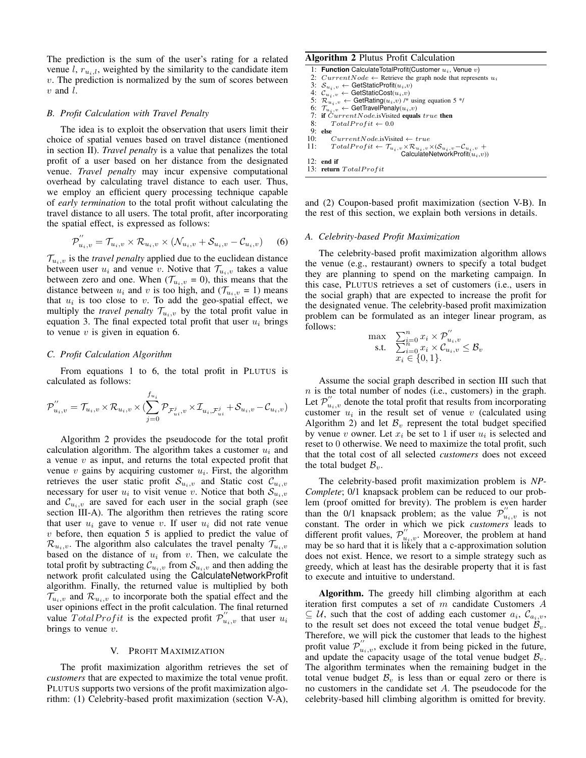The prediction is the sum of the user's rating for a related venue $l$, $r_{u_i,l}$, weighted by the similarity to the candidate item $v$. The prediction is normalized by the sum of scores between $v$ and $l$.

### B. Profit Calculation with Travel Penalty

The idea is to exploit the observation that users limit their choice of spatial venues based on travel distance (mentioned in section II). *Travel penalty* is a value that penalizes the total profit of a user based on her distance from the designated venue. *Travel penalty* may incur expensive computational overhead by calculating travel distance to each user. Thus, we employ an efficient query processing technique capable of *early termination* to the total profit without calculating the travel distance to all users. The total profit, after incorporating the spatial effect, is expressed as follows:

$$\mathcal{P}^{''}_{u_i,v} = \mathcal{T}_{u_i,v} \times \mathcal{R}_{u_i,v} \times (\mathcal{N}_{u_i,v} + \mathcal{S}_{u_i,v} - \mathcal{C}_{u_i,v}) \quad (6)$$

$\mathcal{T}_{u_i,v}$ is the *travel penalty* applied due to the euclidean distance between user $u_i$ and venue $v$. Notive that $\mathcal{T}_{u_i,v}$ takes a value between zero and one. When ($\mathcal{T}_{u_i,v}$ = 0), this means that the distance between $u_i$ and $v$ is too high, and ($\mathcal{T}_{u_i,v}$ = 1) means that $u_i$ is too close to $v$. To add the geo-spatial effect, we multiply the *travel penalty* $\mathcal{T}_{u_i,v}$ by the total profit value in equation 3. The final expected total profit that user $u_i$ brings to venue $v$ is given in equation 6.

### C. Profit Calculation Algorithm

From equations 1 to 6, the total profit in PLUTUS is calculated as follows:

$$\mathcal{P}^{''}_{u_i,v} = \mathcal{T}_{u_i,v} \times \mathcal{R}_{u_i,v} \times (\sum_{j=0}^{f_{u_i}} \mathcal{P}_{\mathcal{F}^j_{u_i},v} \times \mathcal{I}_{u_i,\mathcal{F}^j_{u_i}} + \mathcal{S}_{u_i,v} - \mathcal{C}_{u_i,v})$$

Algorithm 2 provides the pseudocode for the total profit calculation algorithm. The algorithm takes a customer $u_i$ and a venue $v$ as input, and returns the total expected profit that venue $v$ gains by acquiring customer $u_i$. First, the algorithm retrieves the user static profit $\mathcal{S}_{u_i,v}$ and Static cost $\mathcal{C}_{u_i,v}$ necessary for user $u_i$ to visit venue $v$. Notice that both $\mathcal{S}_{u_i,v}$ and $\mathcal{C}_{u_i,v}$ are saved for each user in the social graph (see section III-A). The algorithm then retrieves the rating score that user $u_i$ gave to venue $v$. If user $u_i$ did not rate venue $v$ before, then equation 5 is applied to predict the value of $\mathcal{R}_{u_i,v}$. The algorithm also calculates the travel penalty $\mathcal{T}_{u_i,v}$ based on the distance of $u_i$ from $v$. Then, we calculate the total profit by subtracting $\mathcal{C}_{u_i,v}$ from $\mathcal{S}_{u_i,v}$ and then adding the network profit calculated using the CalculateNetworkProfit algorithm. Finally, the returned value is multiplied by both $\mathcal{T}_{u_i,v}$ and $\mathcal{R}_{u_i,v}$ to incorporate both the spatial effect and the user opinions effect in the profit calculation. The final returned value $TotalProfit$ is the expected profit $\mathcal{P}^{''}_{u_i,v}$ that user $u_i$ brings to venue $v$.

**Algorithm 2** Plutus Profit Calculation

```
1:  Function CalculateTotalProfit(Customer u_i, Venue v)
2:  CurrentNode ← Retrieve the graph node that represents u_i
3:  S_{u_i,v} ← GetStaticProfit(u_i,v)
4:  C_{u_i,v} ← GetStaticCost(u_i,v)
5:  R_{u_i,v} ← GetRating(u_i,v) /* using equation 5 */
6:  T_{u_i,v} ← GetTravelPenaly(u_i,v)
7:  if CurrentNode.isVisited equals true then
8:      TotalProfit ← 0.0
9:  else
10:     CurrentNode.isVisited ← true
11:     TotalProfit ← T_{u_i,v} × R_{u_i,v} × (S_{u_i,v} − C_{u_i,v} +
            CalculateNetworkProfit(u_i,v))
12: end if
13: return TotalProfit
```

## V. PROFIT MAXIMIZATION

The profit maximization algorithm retrieves the set of *customers* that are expected to maximize the total venue profit. PLUTUS supports two versions of the profit maximization algorithm: (1) Celebrity-based profit maximization (section V-A), and (2) Coupon-based profit maximization (section V-B). In the rest of this section, we explain both versions in details.

### A. Celebrity-based Profit Maximization

The celebrity-based profit maximization algorithm allows the venue (e.g., restaurant) owners to specify a total budget they are planning to spend on the marketing campaign. In this case, PLUTUS retrieves a set of customers (i.e., users in the social graph) that are expected to increase the profit for the designated venue. The celebrity-based profit maximization problem can be formulated as an integer linear program, as follows:

$$\begin{aligned} \max \quad & \sum_{i=0}^{n} x_i \times \mathcal{P}^{''}_{u_i,v} \\ \text{s.t.} \quad & \sum_{i=0}^{n} x_i \times \mathcal{C}_{u_i,v} \leq \mathcal{B}_v \\ & x_i \in \{0,1\}. \end{aligned}$$

Assume the social graph described in section III such that $n$ is the total number of nodes (i.e., customers) in the graph. Let $\mathcal{P}^{''}_{u_i,v}$ denote the total profit that results from incorporating customer $u_i$ in the result set of venue $v$ (calculated using Algorithm 2) and let $\mathcal{B}_v$ represent the total budget specified by venue $v$ owner. Let $x_i$ be set to 1 if user $u_i$ is selected and reset to 0 otherwise. We need to maximize the total profit, such that the total cost of all selected *customers* does not exceed the total budget $\mathcal{B}_v$.

The celebrity-based profit maximization problem is *NP-Complete*; 0/1 knapsack problem can be reduced to our problem (proof omitted for brevity). The problem is even harder than the 0/1 knapsack problem; as the value $\mathcal{P}^{''}_{u_i,v}$ is not constant. The order in which we pick *customers* leads to different profit values, $\mathcal{P}^{''}_{u_i,v}$. Moreover, the problem at hand may be so hard that it is likely that a c-approximation solution does not exist. Hence, we resort to a simple strategy such as greedy, which at least has the desirable property that it is fast to execute and intuitive to understand.

**Algorithm.** The greedy hill climbing algorithm at each iteration first computes a set of $m$ candidate Customers $A \subseteq \mathcal{U}$, such that the cost of adding each customer $a_i$, $\mathcal{C}_{a_i,v}$, to the result set does not exceed the total venue budget $\mathcal{B}_v$. Therefore, we will pick the customer that leads to the highest profit value $\mathcal{P}^{''}_{u_i,v}$, exclude it from being picked in the future, and update the capacity usage of the total venue budget $\mathcal{B}_v$. The algorithm terminates when the remaining budget in the total venue budget $\mathcal{B}_v$ is less than or equal zero or there is no customers in the candidate set $A$. The pseudocode for the celebrity-based hill climbing algorithm is omitted for brevity.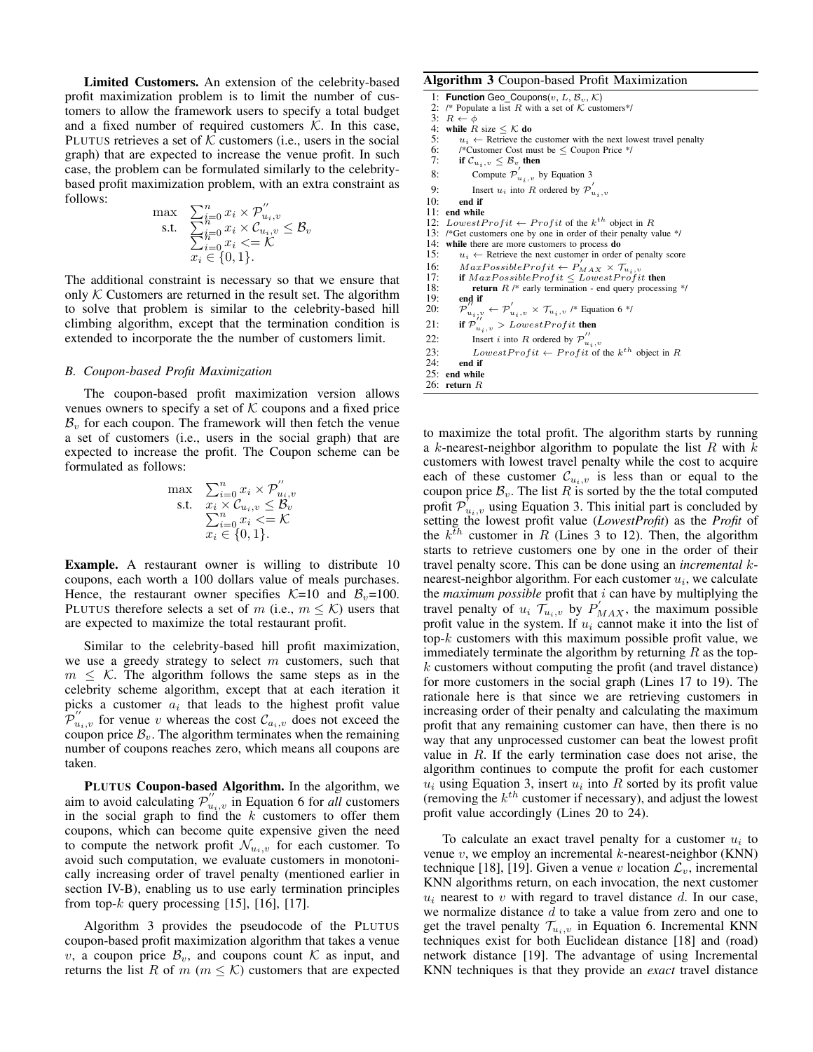**Limited Customers.** An extension of the celebrity-based profit maximization problem is to limit the number of customers to allow the framework users to specify a total budget and a fixed number of required customers $\mathcal{K}$. In this case, PLUTUS retrieves a set of $\mathcal{K}$ customers (i.e., users in the social graph) that are expected to increase the venue profit. In such case, the problem can be formulated similarly to the celebrity-based profit maximization problem, with an extra constraint as follows:

$$
\begin{aligned}
\max \quad & \textstyle\sum_{i=0}^{n} x_i \times \mathcal{P}^{''}_{u_i,v} \\
\text{s.t.} \quad & \textstyle\sum_{i=0}^{n} x_i \times \mathcal{C}_{u_i,v} \leq \mathcal{B}_v \\
& \textstyle\sum_{i=0}^{n} x_i <= \mathcal{K} \\
& x_i \in \{0, 1\}.
\end{aligned}
$$

The additional constraint is necessary so that we ensure that only $\mathcal{K}$ Customers are returned in the result set. The algorithm to solve that problem is similar to the celebrity-based hill climbing algorithm, except that the termination condition is extended to incorporate the the number of customers limit.

### *B. Coupon-based Profit Maximization*

The coupon-based profit maximization version allows venues owners to specify a set of $\mathcal{K}$ coupons and a fixed price $\mathcal{B}_v$ for each coupon. The framework will then fetch the venue a set of customers (i.e., users in the social graph) that are expected to increase the profit. The Coupon scheme can be formulated as follows:

$$
\begin{aligned}
\max \quad & \textstyle\sum_{i=0}^{n} x_i \times \mathcal{P}^{''}_{u_i,v} \\
\text{s.t.} \quad & x_i \times \mathcal{C}_{u_i,v} \leq \mathcal{B}_v \\
& \textstyle\sum_{i=0}^{n} x_i <= \mathcal{K} \\
& x_i \in \{0, 1\}.
\end{aligned}
$$

**Example.** A restaurant owner is willing to distribute 10 coupons, each worth a 100 dollars value of meals purchases. Hence, the restaurant owner specifies $\mathcal{K}$=10 and $\mathcal{B}_v$=100. PLUTUS therefore selects a set of $m$ (i.e., $m \leq \mathcal{K}$) users that are expected to maximize the total restaurant profit.

Similar to the celebrity-based hill profit maximization, we use a greedy strategy to select $m$ customers, such that $m \leq \mathcal{K}$. The algorithm follows the same steps as in the celebrity scheme algorithm, except that at each iteration it picks a customer $a_i$ that leads to the highest profit value $\mathcal{P}^{''}_{u_i,v}$ for venue $v$ whereas the cost $\mathcal{C}_{a_i,v}$ does not exceed the coupon price $\mathcal{B}_v$. The algorithm terminates when the remaining number of coupons reaches zero, which means all coupons are taken.

**PLUTUS Coupon-based Algorithm.** In the algorithm, we aim to avoid calculating $\mathcal{P}^{''}_{u_i,v}$ in Equation 6 for *all* customers in the social graph to find the $k$ customers to offer them coupons, which can become quite expensive given the need to compute the network profit $\mathcal{N}_{u_i,v}$ for each customer. To avoid such computation, we evaluate customers in monotonically increasing order of travel penalty (mentioned earlier in section IV-B), enabling us to use early termination principles from top-$k$ query processing [15], [16], [17].

Algorithm 3 provides the pseudocode of the PLUTUS coupon-based profit maximization algorithm that takes a venue $v$, a coupon price $\mathcal{B}_v$, and coupons count $\mathcal{K}$ as input, and returns the list $R$ of $m$ ($m \leq \mathcal{K}$) customers that are expected to maximize the total profit. The algorithm starts by running a $k$-nearest-neighbor algorithm to populate the list $R$ with $k$ customers with lowest travel penalty while the cost to acquire each of these customer $\mathcal{C}_{u_i,v}$ is less than or equal to the coupon price $\mathcal{B}_v$. The list $R$ is sorted by the the total computed profit $\mathcal{P}^{'}_{u_i,v}$ using Equation 3. This initial part is concluded by setting the lowest profit value (*LowestProfit*) as the *Profit* of the $k^{th}$ customer in $R$ (Lines 3 to 12). Then, the algorithm starts to retrieve customers one by one in the order of their travel penalty score. This can be done using an *incremental* $k$-nearest-neighbor algorithm. For each customer $u_i$, we calculate the *maximum possible* profit that $i$ can have by multiplying the travel penalty of $u_i$ $\mathcal{T}_{u_i,v}$ by $P^{'}_{MAX}$, the maximum possible profit value in the system. If $u_i$ cannot make it into the list of top-$k$ customers with this maximum possible profit value, we immediately terminate the algorithm by returning $R$ as the top-$k$ customers without computing the profit (and travel distance) for more customers in the social graph (Lines 17 to 19). The rationale here is that since we are retrieving customers in increasing order of their penalty and calculating the maximum profit that any remaining customer can have, then there is no way that any unprocessed customer can beat the lowest profit value in $R$. If the early termination case does not arise, the algorithm continues to compute the profit for each customer $u_i$ using Equation 3, insert $u_i$ into $R$ sorted by its profit value (removing the $k^{th}$ customer if necessary), and adjust the lowest profit value accordingly (Lines 20 to 24).

**Algorithm 3** Coupon-based Profit Maximization

```
1:  Function Geo_Coupons(v, L, B_v, K)
2:  /* Populate a list R with a set of K customers*/
3:  R ← φ
4:  while R size ≤ K do
5:      u_i ← Retrieve the customer with the next lowest travel penalty
6:      /*Customer Cost must be ≤ Coupon Price */
7:      if C_{u_i,v} ≤ B_v then
8:          Compute P'_{u_i,v} by Equation 3
9:          Insert u_i into R ordered by P'_{u_i,v}
10:     end if
11: end while
12: LowestProfit ← Profit of the k^th object in R
13: /*Get customers one by one in order of their penalty value */
14: while there are more customers to process do
15:     u_i ← Retrieve the next customer in order of penalty score
16:     MaxPossibleProfit ← P'_MAX × T_{u_i,v}
17:     if MaxPossibleProfit ≤ LowestProfit then
18:         return R /* early termination - end query processing */
19:     end if
20:     P''_{u_i,v} ← P'_{u_i,v} × T_{u_i,v} /* Equation 6 */
21:     if P''_{u_i,v} > LowestProfit then
22:         Insert i into R ordered by P''_{u_i,v}
23:         LowestProfit ← Profit of the k^th object in R
24:     end if
25: end while
26: return R
```

To calculate an exact travel penalty for a customer $u_i$ to venue $v$, we employ an incremental $k$-nearest-neighbor (KNN) technique [18], [19]. Given a venue $v$ location $\mathcal{L}_v$, incremental KNN algorithms return, on each invocation, the next customer $u_i$ nearest to $v$ with regard to travel distance $d$. In our case, we normalize distance $d$ to take a value from zero and one to get the travel penalty $\mathcal{T}_{u_i,v}$ in Equation 6. Incremental KNN techniques exist for both Euclidean distance [18] and (road) network distance [19]. The advantage of using Incremental KNN techniques is that they provide an *exact* travel distance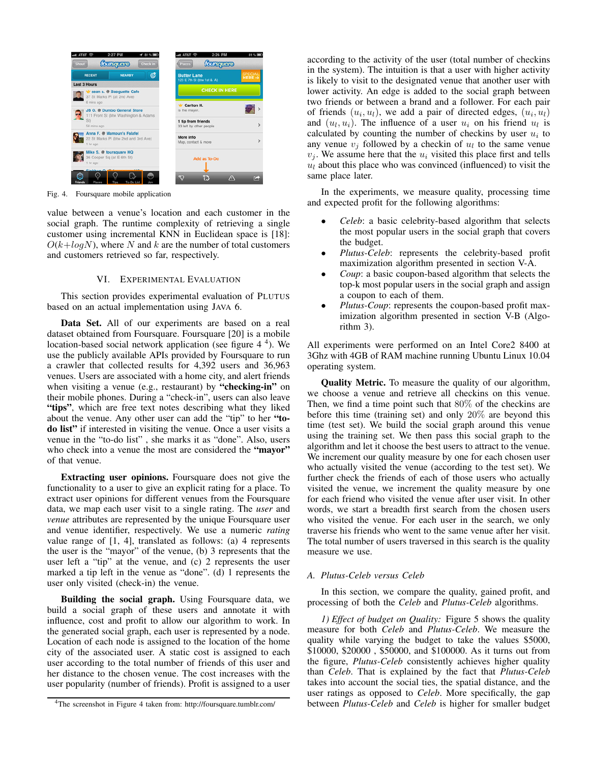Fig. 4. Foursquare mobile application

value between a venue's location and each customer in the social graph. The runtime complexity of retrieving a single customer using incremental KNN in Euclidean space is [18]: $O(k+logN)$, where $N$ and $k$ are the number of total customers and customers retrieved so far, respectively.

## VI. Experimental Evaluation

This section provides experimental evaluation of Plutus based on an actual implementation using Java 6.

**Data Set.** All of our experiments are based on a real dataset obtained from Foursquare. Foursquare [20] is a mobile location-based social network application (see figure 4 [4]). We use the publicly available APIs provided by Foursquare to run a crawler that collected results for 4,392 users and 36,963 venues. Users are associated with a home city, and alert friends when visiting a venue (e.g., restaurant) by **"checking-in"** on their mobile phones. During a "check-in", users can also leave **"tips"**, which are free text notes describing what they liked about the venue. Any other user can add the "tip" to her **"to-do list"** if interested in visiting the venue. Once a user visits a venue in the "to-do list" , she marks it as "done". Also, users who check into a venue the most are considered the **"mayor"** of that venue.

**Extracting user opinions.** Foursquare does not give the functionality to a user to give an explicit rating for a place. To extract user opinions for different venues from the Foursquare data, we map each user visit to a single rating. The *user* and *venue* attributes are represented by the unique Foursquare user and venue identifier, respectively. We use a numeric *rating* value range of [1, 4], translated as follows: (a) 4 represents the user is the "mayor" of the venue, (b) 3 represents that the user left a "tip" at the venue, and (c) 2 represents the user marked a tip left in the venue as "done". (d) 1 represents the user only visited (check-in) the venue.

**Building the social graph.** Using Foursquare data, we build a social graph of these users and annotate it with influence, cost and profit to allow our algorithm to work. In the generated social graph, each user is represented by a node. Location of each node is assigned to the location of the home city of the associated user. A static cost is assigned to each user according to the total number of friends of this user and her distance to the chosen venue. The cost increases with the user popularity (number of friends). Profit is assigned to a user according to the activity of the user (total number of checkins in the system). The intuition is that a user with higher activity is likely to visit to the designated venue that another user with lower activity. An edge is added to the social graph between two friends or between a brand and a follower. For each pair of friends $(u_i, u_l)$, we add a pair of directed edges, $(u_i, u_l)$ and $(u_l, u_i)$. The influence of a user $u_i$ on his friend $u_l$ is calculated by counting the number of checkins by user $u_i$ to any venue $v_j$ followed by a checkin of $u_l$ to the same venue $v_j$. We assume here that the $u_i$ visited this place first and tells $u_l$ about this place who was convinced (influenced) to visit the same place later.

In the experiments, we measure quality, processing time and expected profit for the following algorithms:

- *Celeb*: a basic celebrity-based algorithm that selects the most popular users in the social graph that covers the budget.
- *Plutus-Celeb*: represents the celebrity-based profit maximization algorithm presented in section V-A.
- *Coup*: a basic coupon-based algorithm that selects the top-k most popular users in the social graph and assign a coupon to each of them.
- *Plutus-Coup*: represents the coupon-based profit maximization algorithm presented in section V-B (Algorithm 3).

All experiments were performed on an Intel Core2 8400 at 3Ghz with 4GB of RAM machine running Ubuntu Linux 10.04 operating system.

**Quality Metric.** To measure the quality of our algorithm, we choose a venue and retrieve all checkins on this venue. Then, we find a time point such that 80% of the checkins are before this time (training set) and only 20% are beyond this time (test set). We build the social graph around this venue using the training set. We then pass this social graph to the algorithm and let it choose the best users to attract to the venue. We increment our quality measure by one for each chosen user who actually visited the venue (according to the test set). We further check the friends of each of those users who actually visited the venue, we increment the quality measure by one for each friend who visited the venue after user visit. In other words, we start a breadth first search from the chosen users who visited the venue. For each user in the search, we only traverse his friends who went to the same venue after her visit. The total number of users traversed in this search is the quality measure we use.

### A. Plutus-Celeb versus Celeb

In this section, we compare the quality, gained profit, and processing of both the *Celeb* and *Plutus-Celeb* algorithms.

*1) Effect of budget on Quality:* Figure 5 shows the quality measure for both *Celeb* and *Plutus-Celeb*. We measure the quality while varying the budget to take the values \$5000, \$10000, \$20000 , \$50000, and \$100000. As it turns out from the figure, *Plutus-Celeb* consistently achieves higher quality than *Celeb*. That is explained by the fact that *Plutus-Celeb* takes into account the social ties, the spatial distance, and the user ratings as opposed to *Celeb*. More specifically, the gap between *Plutus-Celeb* and *Celeb* is higher for smaller budget

[4] The screenshot in Figure 4 taken from: http://foursquare.tumblr.com/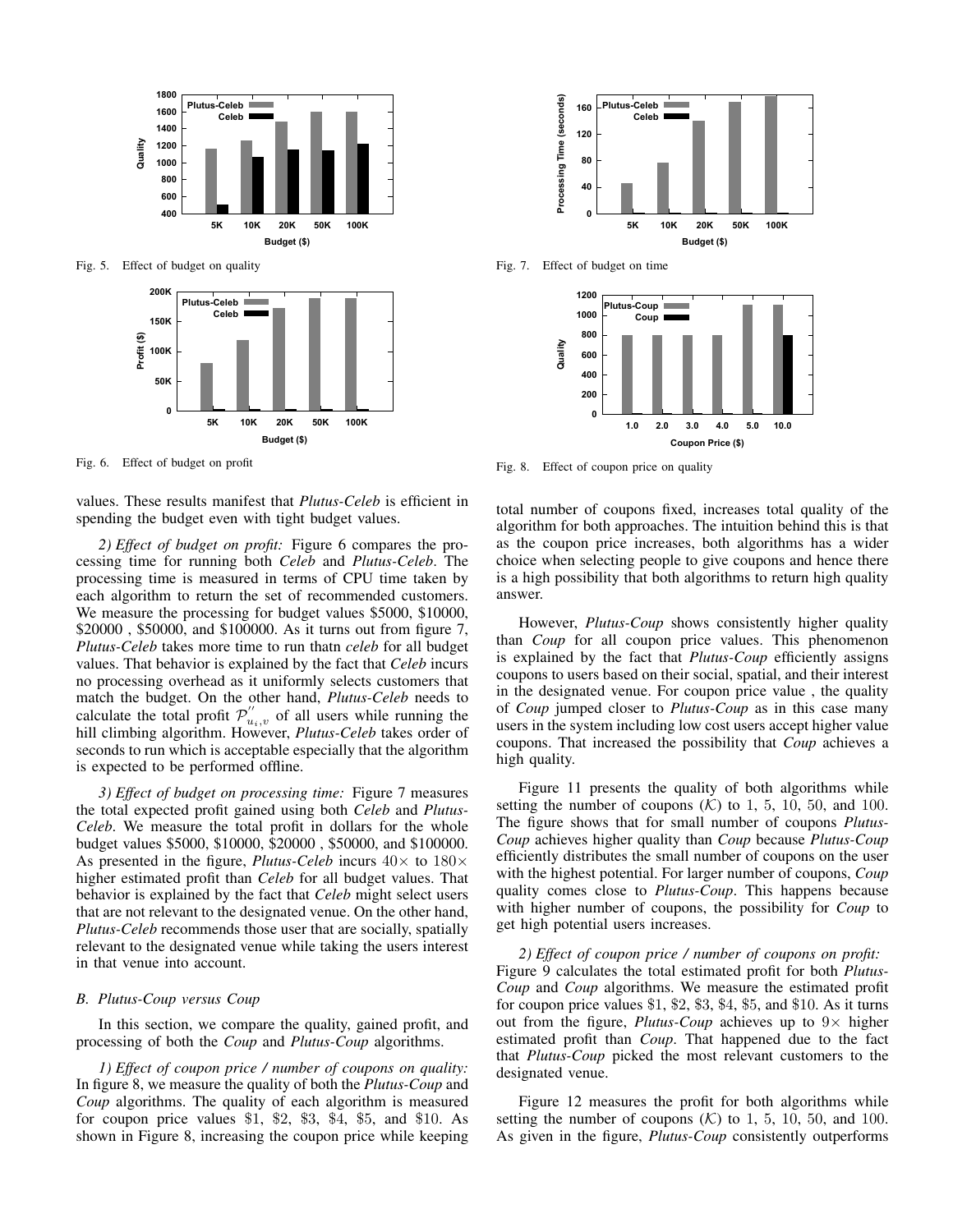Fig. 5. Effect of budget on quality

Fig. 6. Effect of budget on profit

Fig. 7. Effect of budget on time

Fig. 8. Effect of coupon price on quality

values. These results manifest that *Plutus-Celeb* is efficient in spending the budget even with tight budget values.

*2) Effect of budget on profit:* Figure 6 compares the processing time for running both *Celeb* and *Plutus-Celeb*. The processing time is measured in terms of CPU time taken by each algorithm to return the set of recommended customers. We measure the processing for budget values \$5000, \$10000, \$20000 , \$50000, and \$100000. As it turns out from figure 7, *Plutus-Celeb* takes more time to run thatn *celeb* for all budget values. That behavior is explained by the fact that *Celeb* incurs no processing overhead as it uniformly selects customers that match the budget. On the other hand, *Plutus-Celeb* needs to calculate the total profit $\mathcal{P}^{''}_{u_i,v}$ of all users while running the hill climbing algorithm. However, *Plutus-Celeb* takes order of seconds to run which is acceptable especially that the algorithm is expected to be performed offline.

*3) Effect of budget on processing time:* Figure 7 measures the total expected profit gained using both *Celeb* and *Plutus-Celeb*. We measure the total profit in dollars for the whole budget values \$5000, \$10000, \$20000 , \$50000, and \$100000. As presented in the figure, *Plutus-Celeb* incurs $40\times$ to $180\times$ higher estimated profit than *Celeb* for all budget values. That behavior is explained by the fact that *Celeb* might select users that are not relevant to the designated venue. On the other hand, *Plutus-Celeb* recommends those user that are socially, spatially relevant to the designated venue while taking the users interest in that venue into account.

### B. Plutus-Coup versus Coup

In this section, we compare the quality, gained profit, and processing of both the *Coup* and *Plutus-Coup* algorithms.

*1) Effect of coupon price / number of coupons on quality:* In figure 8, we measure the quality of both the *Plutus-Coup* and *Coup* algorithms. The quality of each algorithm is measured for coupon price values \$1, \$2, \$3, \$4, \$5, and \$10. As shown in Figure 8, increasing the coupon price while keeping total number of coupons fixed, increases total quality of the algorithm for both approaches. The intuition behind this is that as the coupon price increases, both algorithms has a wider choice when selecting people to give coupons and hence there is a high possibility that both algorithms to return high quality answer.

However, *Plutus-Coup* shows consistently higher quality than *Coup* for all coupon price values. This phenomenon is explained by the fact that *Plutus-Coup* efficiently assigns coupons to users based on their social, spatial, and their interest in the designated venue. For coupon price value , the quality of *Coup* jumped closer to *Plutus-Coup* as in this case many users in the system including low cost users accept higher value coupons. That increased the possibility that *Coup* achieves a high quality.

Figure 11 presents the quality of both algorithms while setting the number of coupons ($\mathcal{K}$) to 1, 5, 10, 50, and 100. The figure shows that for small number of coupons *Plutus-Coup* achieves higher quality than *Coup* because *Plutus-Coup* efficiently distributes the small number of coupons on the user with the highest potential. For larger number of coupons, *Coup* quality comes close to *Plutus-Coup*. This happens because with higher number of coupons, the possibility for *Coup* to get high potential users increases.

*2) Effect of coupon price / number of coupons on profit:* Figure 9 calculates the total estimated profit for both *Plutus-Coup* and *Coup* algorithms. We measure the estimated profit for coupon price values \$1, \$2, \$3, \$4, \$5, and \$10. As it turns out from the figure, *Plutus-Coup* achieves up to $9\times$ higher estimated profit than *Coup*. That happened due to the fact that *Plutus-Coup* picked the most relevant customers to the designated venue.

Figure 12 measures the profit for both algorithms while setting the number of coupons ($\mathcal{K}$) to 1, 5, 10, 50, and 100. As given in the figure, *Plutus-Coup* consistently outperforms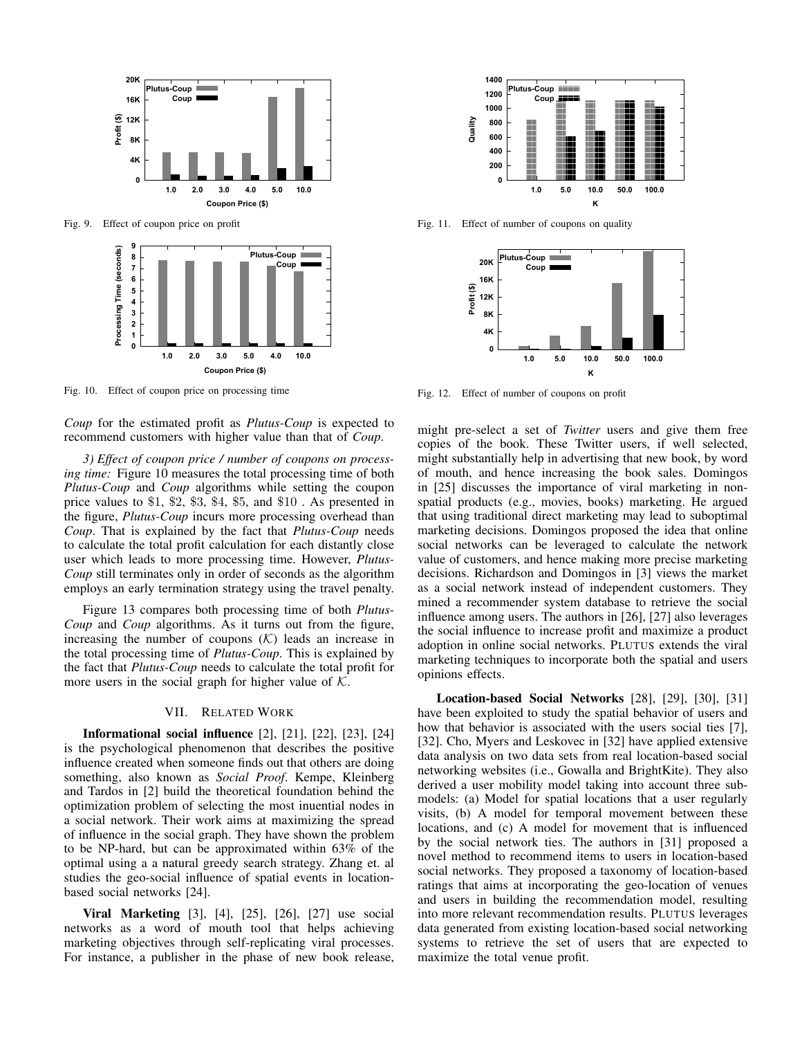Fig. 9. Effect of coupon price on profit

Fig. 10. Effect of coupon price on processing time

Fig. 11. Effect of number of coupons on quality

Fig. 12. Effect of number of coupons on profit

*Coup* for the estimated profit as *Plutus-Coup* is expected to recommend customers with higher value than that of *Coup*.

*3) Effect of coupon price / number of coupons on processing time:* Figure 10 measures the total processing time of both *Plutus-Coup* and *Coup* algorithms while setting the coupon price values to \$1, \$2, \$3, \$4, \$5, and \$10 . As presented in the figure, *Plutus-Coup* incurs more processing overhead than *Coup*. That is explained by the fact that *Plutus-Coup* needs to calculate the total profit calculation for each distantly close user which leads to more processing time. However, *Plutus-Coup* still terminates only in order of seconds as the algorithm employs an early termination strategy using the travel penalty.

Figure 13 compares both processing time of both *Plutus-Coup* and *Coup* algorithms. As it turns out from the figure, increasing the number of coupons ($\mathcal{K}$) leads an increase in the total processing time of *Plutus-Coup*. This is explained by the fact that *Plutus-Coup* needs to calculate the total profit for more users in the social graph for higher value of $\mathcal{K}$.

## VII. Related Work

**Informational social influence** [2], [21], [22], [23], [24] is the psychological phenomenon that describes the positive influence created when someone finds out that others are doing something, also known as *Social Proof*. Kempe, Kleinberg and Tardos in [2] build the theoretical foundation behind the optimization problem of selecting the most inuential nodes in a social network. Their work aims at maximizing the spread of influence in the social graph. They have shown the problem to be NP-hard, but can be approximated within 63% of the optimal using a a natural greedy search strategy. Zhang et. al studies the geo-social influence of spatial events in location-based social networks [24].

**Viral Marketing** [3], [4], [25], [26], [27] use social networks as a word of mouth tool that helps achieving marketing objectives through self-replicating viral processes. For instance, a publisher in the phase of new book release, might pre-select a set of *Twitter* users and give them free copies of the book. These Twitter users, if well selected, might substantially help in advertising that new book, by word of mouth, and hence increasing the book sales. Domingos in [25] discusses the importance of viral marketing in non-spatial products (e.g., movies, books) marketing. He argued that using traditional direct marketing may lead to suboptimal marketing decisions. Domingos proposed the idea that online social networks can be leveraged to calculate the network value of customers, and hence making more precise marketing decisions. Richardson and Domingos in [3] views the market as a social network instead of independent customers. They mined a recommender system database to retrieve the social influence among users. The authors in [26], [27] also leverages the social influence to increase profit and maximize a product adoption in online social networks. PLUTUS extends the viral marketing techniques to incorporate both the spatial and users opinions effects.

**Location-based Social Networks** [28], [29], [30], [31] have been exploited to study the spatial behavior of users and how that behavior is associated with the users social ties [7], [32]. Cho, Myers and Leskovec in [32] have applied extensive data analysis on two data sets from real location-based social networking websites (i.e., Gowalla and BrightKite). They also derived a user mobility model taking into account three sub-models: (a) Model for spatial locations that a user regularly visits, (b) A model for temporal movement between these locations, and (c) A model for movement that is influenced by the social network ties. The authors in [31] proposed a novel method to recommend items to users in location-based social networks. They proposed a taxonomy of location-based ratings that aims at incorporating the geo-location of venues and users in building the recommendation model, resulting into more relevant recommendation results. PLUTUS leverages data generated from existing location-based social networking systems to retrieve the set of users that are expected to maximize the total venue profit.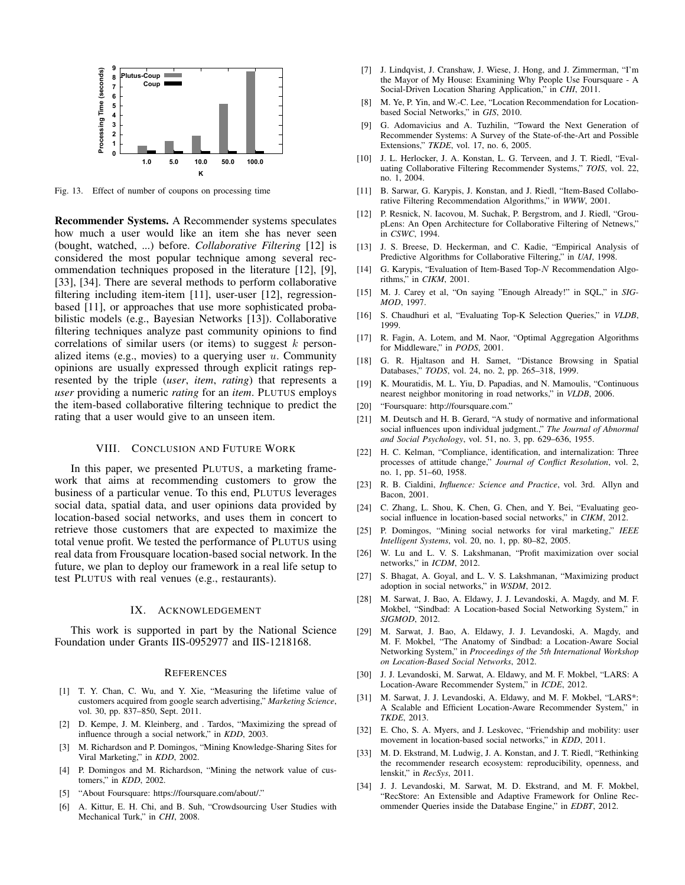9
8
7
6
5
4
3
2
1
0

Processing Time (seconds)

Plutus-Coup
Coup

1.0
5.0
10.0
50.0
100.0

K

Fig. 13. Effect of number of coupons on processing time

**Recommender Systems.** A Recommender systems speculates how much a user would like an item she has never seen (bought, watched, ...) before. *Collaborative Filtering* [12] is considered the most popular technique among several recommendation techniques proposed in the literature [12], [9], [33], [34]. There are several methods to perform collaborative filtering including item-item [11], user-user [12], regression-based [11], or approaches that use more sophisticated probabilistic models (e.g., Bayesian Networks [13]). Collaborative filtering techniques analyze past community opinions to find correlations of similar users (or items) to suggest $k$ personalized items (e.g., movies) to a querying user $u$. Community opinions are usually expressed through explicit ratings represented by the triple (*user*, *item*, *rating*) that represents a *user* providing a numeric *rating* for an *item*. PLUTUS employs the item-based collaborative filtering technique to predict the rating that a user would give to an unseen item.

## VIII. Conclusion and Future Work

In this paper, we presented PLUTUS, a marketing framework that aims at recommending customers to grow the business of a particular venue. To this end, PLUTUS leverages social data, spatial data, and user opinions data provided by location-based social networks, and uses them in concert to retrieve those customers that are expected to maximize the total venue profit. We tested the performance of PLUTUS using real data from Frousquare location-based social network. In the future, we plan to deploy our framework in a real life setup to test PLUTUS with real venues (e.g., restaurants).

## IX. Acknowledgement

This work is supported in part by the National Science Foundation under Grants IIS-0952977 and IIS-1218168.

## References

[1] T. Y. Chan, C. Wu, and Y. Xie, "Measuring the lifetime value of customers acquired from google search advertising," *Marketing Science*, vol. 30, pp. 837–850, Sept. 2011.

[2] D. Kempe, J. M. Kleinberg, and . Tardos, "Maximizing the spread of influence through a social network," in *KDD*, 2003.

[3] M. Richardson and P. Domingos, "Mining Knowledge-Sharing Sites for Viral Marketing," in *KDD*, 2002.

[4] P. Domingos and M. Richardson, "Mining the network value of customers," in *KDD*, 2002.

[5] "About Foursquare: https://foursquare.com/about/."

[6] A. Kittur, E. H. Chi, and B. Suh, "Crowdsourcing User Studies with Mechanical Turk," in *CHI*, 2008.

[7] J. Lindqvist, J. Cranshaw, J. Wiese, J. Hong, and J. Zimmerman, "I'm the Mayor of My House: Examining Why People Use Foursquare - A Social-Driven Location Sharing Application," in *CHI*, 2011.

[8] M. Ye, P. Yin, and W.-C. Lee, "Location Recommendation for Location-based Social Networks," in *GIS*, 2010.

[9] G. Adomavicius and A. Tuzhilin, "Toward the Next Generation of Recommender Systems: A Survey of the State-of-the-Art and Possible Extensions," *TKDE*, vol. 17, no. 6, 2005.

[10] J. L. Herlocker, J. A. Konstan, L. G. Terveen, and J. T. Riedl, "Evaluating Collaborative Filtering Recommender Systems," *TOIS*, vol. 22, no. 1, 2004.

[11] B. Sarwar, G. Karypis, J. Konstan, and J. Riedl, "Item-Based Collaborative Filtering Recommendation Algorithms," in *WWW*, 2001.

[12] P. Resnick, N. Iacovou, M. Suchak, P. Bergstrom, and J. Riedl, "GroupLens: An Open Architecture for Collaborative Filtering of Netnews," in *CSWC*, 1994.

[13] J. S. Breese, D. Heckerman, and C. Kadie, "Empirical Analysis of Predictive Algorithms for Collaborative Filtering," in *UAI*, 1998.

[14] G. Karypis, "Evaluation of Item-Based Top-$N$ Recommendation Algorithms," in *CIKM*, 2001.

[15] M. J. Carey et al, "On saying "Enough Already!" in SQL," in *SIGMOD*, 1997.

[16] S. Chaudhuri et al, "Evaluating Top-K Selection Queries," in *VLDB*, 1999.

[17] R. Fagin, A. Lotem, and M. Naor, "Optimal Aggregation Algorithms for Middleware," in *PODS*, 2001.

[18] G. R. Hjaltason and H. Samet, "Distance Browsing in Spatial Databases," *TODS*, vol. 24, no. 2, pp. 265–318, 1999.

[19] K. Mouratidis, M. L. Yiu, D. Papadias, and N. Mamoulis, "Continuous nearest neighbor monitoring in road networks," in *VLDB*, 2006.

[20] "Foursquare: http://foursquare.com."

[21] M. Deutsch and H. B. Gerard, "A study of normative and informational social influences upon individual judgment.," *The Journal of Abnormal and Social Psychology*, vol. 51, no. 3, pp. 629–636, 1955.

[22] H. C. Kelman, "Compliance, identification, and internalization: Three processes of attitude change," *Journal of Conflict Resolution*, vol. 2, no. 1, pp. 51–60, 1958.

[23] R. B. Cialdini, *Influence: Science and Practice*, vol. 3rd. Allyn and Bacon, 2001.

[24] C. Zhang, L. Shou, K. Chen, G. Chen, and Y. Bei, "Evaluating geo-social influence in location-based social networks," in *CIKM*, 2012.

[25] P. Domingos, "Mining social networks for viral marketing," *IEEE Intelligent Systems*, vol. 20, no. 1, pp. 80–82, 2005.

[26] W. Lu and L. V. S. Lakshmanan, "Profit maximization over social networks," in *ICDM*, 2012.

[27] S. Bhagat, A. Goyal, and L. V. S. Lakshmanan, "Maximizing product adoption in social networks," in *WSDM*, 2012.

[28] M. Sarwat, J. Bao, A. Eldawy, J. J. Levandoski, A. Magdy, and M. F. Mokbel, "Sindbad: A Location-based Social Networking System," in *SIGMOD*, 2012.

[29] M. Sarwat, J. Bao, A. Eldawy, J. J. Levandoski, A. Magdy, and M. F. Mokbel, "The Anatomy of Sindbad: a Location-Aware Social Networking System," in *Proceedings of the 5th International Workshop on Location-Based Social Networks*, 2012.

[30] J. J. Levandoski, M. Sarwat, A. Eldawy, and M. F. Mokbel, "LARS: A Location-Aware Recommender System," in *ICDE*, 2012.

[31] M. Sarwat, J. J. Levandoski, A. Eldawy, and M. F. Mokbel, "LARS*: A Scalable and Efficient Location-Aware Recommender System," in *TKDE*, 2013.

[32] E. Cho, S. A. Myers, and J. Leskovec, "Friendship and mobility: user movement in location-based social networks," in *KDD*, 2011.

[33] M. D. Ekstrand, M. Ludwig, J. A. Konstan, and J. T. Riedl, "Rethinking the recommender research ecosystem: reproducibility, openness, and lenskit," in *RecSys*, 2011.

[34] J. J. Levandoski, M. Sarwat, M. D. Ekstrand, and M. F. Mokbel, "RecStore: An Extensible and Adaptive Framework for Online Recommender Queries inside the Database Engine," in *EDBT*, 2012.